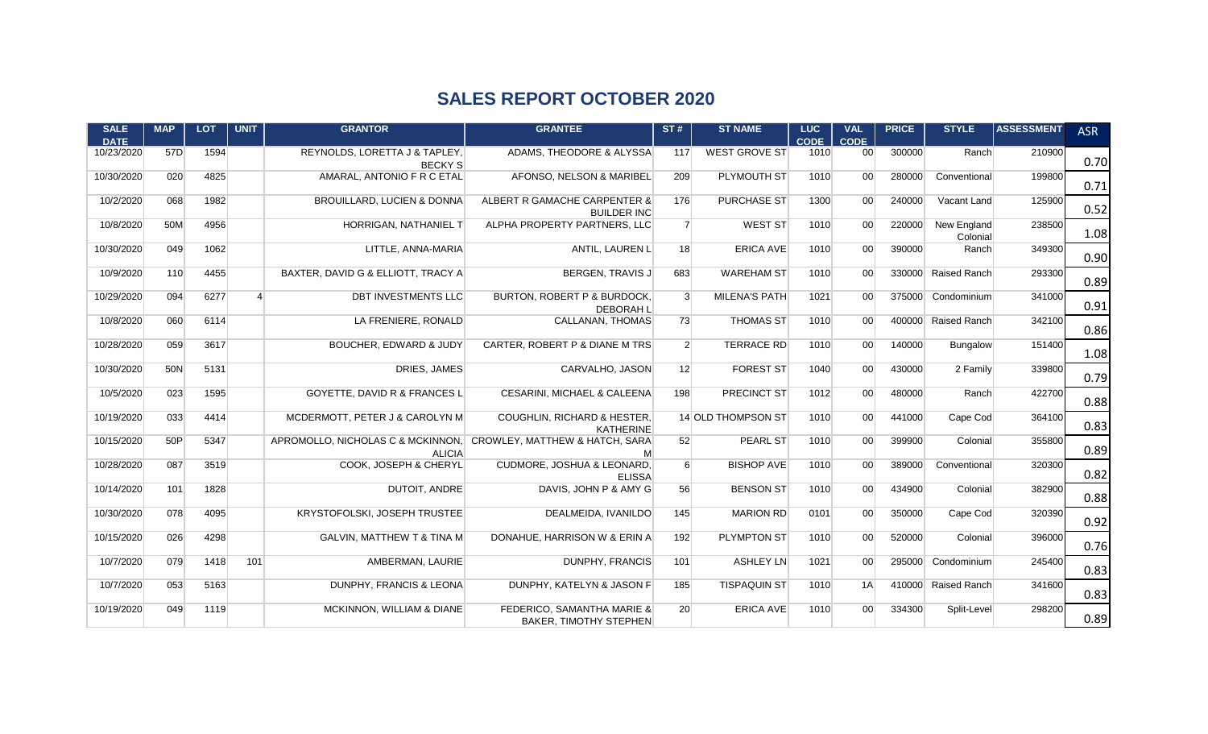## SALES REPORT OCTOBER 2020

| SALE DATE | MAP | LOT | UNIT | GRANTOR | GRANTEE | ST # | ST NAME | LUC CODE | VAL CODE | PRICE | STYLE | ASSESSMENT | ASR |
|---|---|---|---|---|---|---|---|---|---|---|---|---|---|
| 10/23/2020 | 57D | 1594 | | REYNOLDS, LORETTA J & TAPLEY, BECKY S | ADAMS, THEODORE & ALYSSA | 117 | WEST GROVE ST | 1010 | 00 | 300000 | Ranch | 210900 | 0.70 |
| 10/30/2020 | 020 | 4825 | | AMARAL, ANTONIO F R C ETAL | AFONSO, NELSON & MARIBEL | 209 | PLYMOUTH ST | 1010 | 00 | 280000 | Conventional | 199800 | 0.71 |
| 10/2/2020 | 068 | 1982 | | BROUILLARD, LUCIEN & DONNA | ALBERT R GAMACHE CARPENTER & BUILDER INC | 176 | PURCHASE ST | 1300 | 00 | 240000 | Vacant Land | 125900 | 0.52 |
| 10/8/2020 | 50M | 4956 | | HORRIGAN, NATHANIEL T | ALPHA PROPERTY PARTNERS, LLC | 7 | WEST ST | 1010 | 00 | 220000 | New England Colonial | 238500 | 1.08 |
| 10/30/2020 | 049 | 1062 | | LITTLE, ANNA-MARIA | ANTIL, LAUREN L | 18 | ERICA AVE | 1010 | 00 | 390000 | Ranch | 349300 | 0.90 |
| 10/9/2020 | 110 | 4455 | | BAXTER, DAVID G & ELLIOTT, TRACY A | BERGEN, TRAVIS J | 683 | WAREHAM ST | 1010 | 00 | 330000 | Raised Ranch | 293300 | 0.89 |
| 10/29/2020 | 094 | 6277 | 4 | DBT INVESTMENTS LLC | BURTON, ROBERT P & BURDOCK, DEBORAH L | 3 | MILENA'S PATH | 1021 | 00 | 375000 | Condominium | 341000 | 0.91 |
| 10/8/2020 | 060 | 6114 | | LA FRENIERE, RONALD | CALLANAN, THOMAS | 73 | THOMAS ST | 1010 | 00 | 400000 | Raised Ranch | 342100 | 0.86 |
| 10/28/2020 | 059 | 3617 | | BOUCHER, EDWARD & JUDY | CARTER, ROBERT P & DIANE M TRS | 2 | TERRACE RD | 1010 | 00 | 140000 | Bungalow | 151400 | 1.08 |
| 10/30/2020 | 50N | 5131 | | DRIES, JAMES | CARVALHO, JASON | 12 | FOREST ST | 1040 | 00 | 430000 | 2 Family | 339800 | 0.79 |
| 10/5/2020 | 023 | 1595 | | GOYETTE, DAVID R & FRANCES L | CESARINI, MICHAEL & CALEENA | 198 | PRECINCT ST | 1012 | 00 | 480000 | Ranch | 422700 | 0.88 |
| 10/19/2020 | 033 | 4414 | | MCDERMOTT, PETER J & CAROLYN M | COUGHLIN, RICHARD & HESTER, KATHERINE | 14 | OLD THOMPSON ST | 1010 | 00 | 441000 | Cape Cod | 364100 | 0.83 |
| 10/15/2020 | 50P | 5347 | | APROMOLLO, NICHOLAS C & MCKINNON, ALICIA | CROWLEY, MATTHEW & HATCH, SARA M | 52 | PEARL ST | 1010 | 00 | 399900 | Colonial | 355800 | 0.89 |
| 10/28/2020 | 087 | 3519 | | COOK, JOSEPH & CHERYL | CUDMORE, JOSHUA & LEONARD, ELISSA | 6 | BISHOP AVE | 1010 | 00 | 389000 | Conventional | 320300 | 0.82 |
| 10/14/2020 | 101 | 1828 | | DUTOIT, ANDRE | DAVIS, JOHN P & AMY G | 56 | BENSON ST | 1010 | 00 | 434900 | Colonial | 382900 | 0.88 |
| 10/30/2020 | 078 | 4095 | | KRYSTOFOLSKI, JOSEPH TRUSTEE | DEALMEIDA, IVANILDO | 145 | MARION RD | 0101 | 00 | 350000 | Cape Cod | 320390 | 0.92 |
| 10/15/2020 | 026 | 4298 | | GALVIN, MATTHEW T & TINA M | DONAHUE, HARRISON W & ERIN A | 192 | PLYMPTON ST | 1010 | 00 | 520000 | Colonial | 396000 | 0.76 |
| 10/7/2020 | 079 | 1418 | 101 | AMBERMAN, LAURIE | DUNPHY, FRANCIS | 101 | ASHLEY LN | 1021 | 00 | 295000 | Condominium | 245400 | 0.83 |
| 10/7/2020 | 053 | 5163 | | DUNPHY, FRANCIS & LEONA | DUNPHY, KATELYN & JASON F | 185 | TISPAQUIN ST | 1010 | 1A | 410000 | Raised Ranch | 341600 | 0.83 |
| 10/19/2020 | 049 | 1119 | | MCKINNON, WILLIAM & DIANE | FEDERICO, SAMANTHA MARIE & BAKER, TIMOTHY STEPHEN | 20 | ERICA AVE | 1010 | 00 | 334300 | Split-Level | 298200 | 0.89 |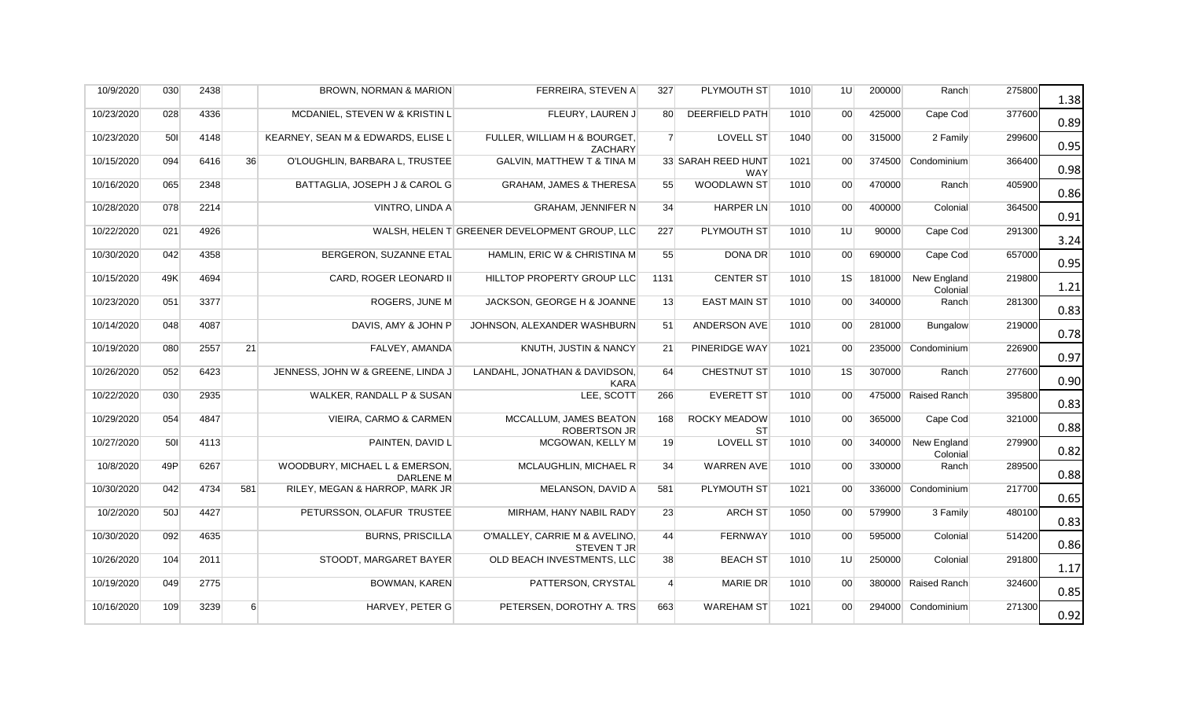| | | | | | | | | | | | | | |
|---|---|---|---|---|---|---|---|---|---|---|---|---|---|
| 10/9/2020 | 030 | 2438 | | BROWN, NORMAN & MARION | FERREIRA, STEVEN A | 327 | PLYMOUTH ST | 1010 | 1U | 200000 | Ranch | 275800 | 1.38 |
| 10/23/2020 | 028 | 4336 | | MCDANIEL, STEVEN W & KRISTIN L | FLEURY, LAUREN J | 80 | DEERFIELD PATH | 1010 | 00 | 425000 | Cape Cod | 377600 | 0.89 |
| 10/23/2020 | 50I | 4148 | | KEARNEY, SEAN M & EDWARDS, ELISE L | FULLER, WILLIAM H & BOURGET, ZACHARY | 7 | LOVELL ST | 1040 | 00 | 315000 | 2 Family | 299600 | 0.95 |
| 10/15/2020 | 094 | 6416 | 36 | O'LOUGHLIN, BARBARA L, TRUSTEE | GALVIN, MATTHEW T & TINA M | | 33 SARAH REED HUNT WAY | 1021 | 00 | 374500 | Condominium | 366400 | 0.98 |
| 10/16/2020 | 065 | 2348 | | BATTAGLIA, JOSEPH J & CAROL G | GRAHAM, JAMES & THERESA | 55 | WOODLAWN ST | 1010 | 00 | 470000 | Ranch | 405900 | 0.86 |
| 10/28/2020 | 078 | 2214 | | VINTRO, LINDA A | GRAHAM, JENNIFER N | 34 | HARPER LN | 1010 | 00 | 400000 | Colonial | 364500 | 0.91 |
| 10/22/2020 | 021 | 4926 | | WALSH, HELEN T | GREENER DEVELOPMENT GROUP, LLC | 227 | PLYMOUTH ST | 1010 | 1U | 90000 | Cape Cod | 291300 | 3.24 |
| 10/30/2020 | 042 | 4358 | | BERGERON, SUZANNE ETAL | HAMLIN, ERIC W & CHRISTINA M | 55 | DONA DR | 1010 | 00 | 690000 | Cape Cod | 657000 | 0.95 |
| 10/15/2020 | 49K | 4694 | | CARD, ROGER LEONARD II | HILLTOP PROPERTY GROUP LLC | 1131 | CENTER ST | 1010 | 1S | 181000 | New England Colonial | 219800 | 1.21 |
| 10/23/2020 | 051 | 3377 | | ROGERS, JUNE M | JACKSON, GEORGE H & JOANNE | 13 | EAST MAIN ST | 1010 | 00 | 340000 | Ranch | 281300 | 0.83 |
| 10/14/2020 | 048 | 4087 | | DAVIS, AMY & JOHN P | JOHNSON, ALEXANDER WASHBURN | 51 | ANDERSON AVE | 1010 | 00 | 281000 | Bungalow | 219000 | 0.78 |
| 10/19/2020 | 080 | 2557 | 21 | FALVEY, AMANDA | KNUTH, JUSTIN & NANCY | 21 | PINERIDGE WAY | 1021 | 00 | 235000 | Condominium | 226900 | 0.97 |
| 10/26/2020 | 052 | 6423 | | JENNESS, JOHN W & GREENE, LINDA J | LANDAHL, JONATHAN & DAVIDSON, KARA | 64 | CHESTNUT ST | 1010 | 1S | 307000 | Ranch | 277600 | 0.90 |
| 10/22/2020 | 030 | 2935 | | WALKER, RANDALL P & SUSAN | LEE, SCOTT | 266 | EVERETT ST | 1010 | 00 | 475000 | Raised Ranch | 395800 | 0.83 |
| 10/29/2020 | 054 | 4847 | | VIEIRA, CARMO & CARMEN | MCCALLUM, JAMES BEATON ROBERTSON JR | 168 | ROCKY MEADOW ST | 1010 | 00 | 365000 | Cape Cod | 321000 | 0.88 |
| 10/27/2020 | 50I | 4113 | | PAINTEN, DAVID L | MCGOWAN, KELLY M | 19 | LOVELL ST | 1010 | 00 | 340000 | New England Colonial | 279900 | 0.82 |
| 10/8/2020 | 49P | 6267 | | WOODBURY, MICHAEL L & EMERSON, DARLENE M | MCLAUGHLIN, MICHAEL R | 34 | WARREN AVE | 1010 | 00 | 330000 | Ranch | 289500 | 0.88 |
| 10/30/2020 | 042 | 4734 | 581 | RILEY, MEGAN & HARROP, MARK JR | MELANSON, DAVID A | 581 | PLYMOUTH ST | 1021 | 00 | 336000 | Condominium | 217700 | 0.65 |
| 10/2/2020 | 50J | 4427 | | PETURSSON, OLAFUR TRUSTEE | MIRHAM, HANY NABIL RADY | 23 | ARCH ST | 1050 | 00 | 579900 | 3 Family | 480100 | 0.83 |
| 10/30/2020 | 092 | 4635 | | BURNS, PRISCILLA | O'MALLEY, CARRIE M & AVELINO, STEVEN T JR | 44 | FERNWAY | 1010 | 00 | 595000 | Colonial | 514200 | 0.86 |
| 10/26/2020 | 104 | 2011 | | STOODT, MARGARET BAYER | OLD BEACH INVESTMENTS, LLC | 38 | BEACH ST | 1010 | 1U | 250000 | Colonial | 291800 | 1.17 |
| 10/19/2020 | 049 | 2775 | | BOWMAN, KAREN | PATTERSON, CRYSTAL | 4 | MARIE DR | 1010 | 00 | 380000 | Raised Ranch | 324600 | 0.85 |
| 10/16/2020 | 109 | 3239 | 6 | HARVEY, PETER G | PETERSEN, DOROTHY A. TRS | 663 | WAREHAM ST | 1021 | 00 | 294000 | Condominium | 271300 | 0.92 |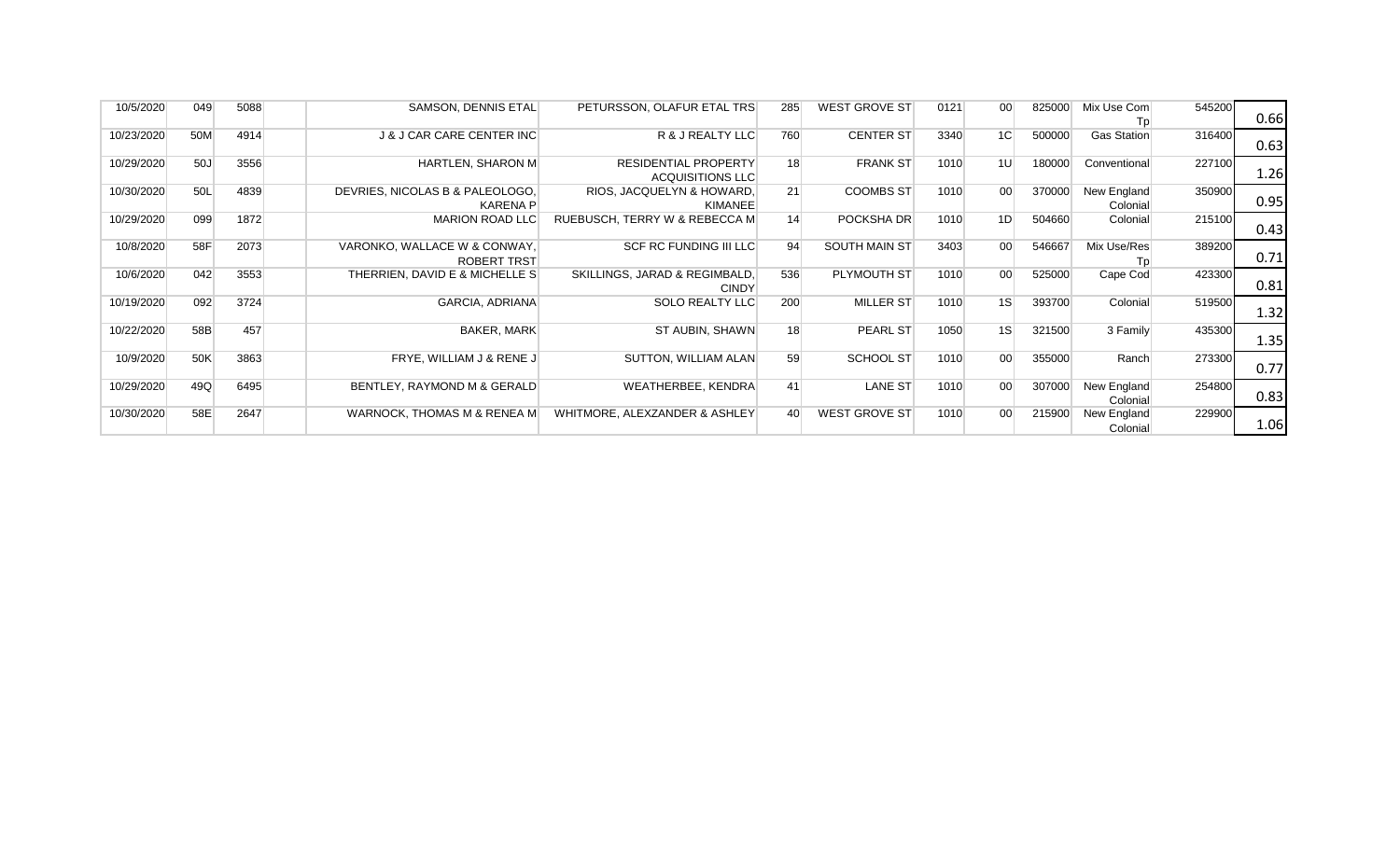| | | | | | | | | | | | | | |
|---|---|---|---|---|---|---|---|---|---|---|---|---|---|
| 10/5/2020 | 049 | 5088 | | SAMSON, DENNIS ETAL | PETURSSON, OLAFUR ETAL TRS | 285 | WEST GROVE ST | 0121 | 00 | 825000 | Mix Use Com Tp | 545200 | 0.66 |
| 10/23/2020 | 50M | 4914 | | J & J CAR CARE CENTER INC | R & J REALTY LLC | 760 | CENTER ST | 3340 | 1C | 500000 | Gas Station | 316400 | 0.63 |
| 10/29/2020 | 50J | 3556 | | HARTLEN, SHARON M | RESIDENTIAL PROPERTY ACQUISITIONS LLC | 18 | FRANK ST | 1010 | 1U | 180000 | Conventional | 227100 | 1.26 |
| 10/30/2020 | 50L | 4839 | | DEVRIES, NICOLAS B & PALEOLOGO, KARENA P | RIOS, JACQUELYN & HOWARD, KIMANEE | 21 | COOMBS ST | 1010 | 00 | 370000 | New England Colonial | 350900 | 0.95 |
| 10/29/2020 | 099 | 1872 | | MARION ROAD LLC | RUEBUSCH, TERRY W & REBECCA M | 14 | POCKSHA DR | 1010 | 1D | 504660 | Colonial | 215100 | 0.43 |
| 10/8/2020 | 58F | 2073 | | VARONKO, WALLACE W & CONWAY, ROBERT TRST | SCF RC FUNDING III LLC | 94 | SOUTH MAIN ST | 3403 | 00 | 546667 | Mix Use/Res Tp | 389200 | 0.71 |
| 10/6/2020 | 042 | 3553 | | THERRIEN, DAVID E & MICHELLE S | SKILLINGS, JARAD & REGIMBALD, CINDY | 536 | PLYMOUTH ST | 1010 | 00 | 525000 | Cape Cod | 423300 | 0.81 |
| 10/19/2020 | 092 | 3724 | | GARCIA, ADRIANA | SOLO REALTY LLC | 200 | MILLER ST | 1010 | 1S | 393700 | Colonial | 519500 | 1.32 |
| 10/22/2020 | 58B | 457 | | BAKER, MARK | ST AUBIN, SHAWN | 18 | PEARL ST | 1050 | 1S | 321500 | 3 Family | 435300 | 1.35 |
| 10/9/2020 | 50K | 3863 | | FRYE, WILLIAM J & RENE J | SUTTON, WILLIAM ALAN | 59 | SCHOOL ST | 1010 | 00 | 355000 | Ranch | 273300 | 0.77 |
| 10/29/2020 | 49Q | 6495 | | BENTLEY, RAYMOND M & GERALD | WEATHERBEE, KENDRA | 41 | LANE ST | 1010 | 00 | 307000 | New England Colonial | 254800 | 0.83 |
| 10/30/2020 | 58E | 2647 | | WARNOCK, THOMAS M & RENEA M | WHITMORE, ALEXZANDER & ASHLEY | 40 | WEST GROVE ST | 1010 | 00 | 215900 | New England Colonial | 229900 | 1.06 |